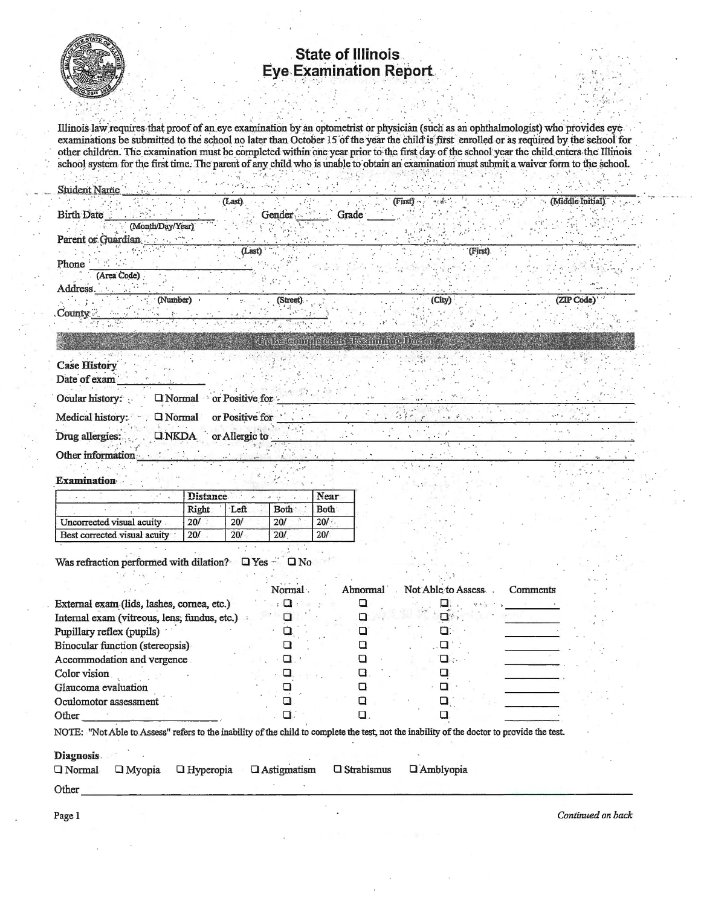# State of Illinois
# Eye Examination Report

Illinois law requires that proof of an eye examination by an optometrist or physician (such as an ophthalmologist) who provides eye examinations be submitted to the school no later than October 15 of the year the child is first enrolled or as required by the school for other children. The examination must be completed within one year prior to the first day of the school year the child enters the Illinois school system for the first time. The parent of any child who is unable to obtain an examination must submit a waiver form to the school.

Student Name ______________________________________________________________
(Last) (First) (Middle Initial)

Birth Date ____________ Gender ______ Grade ______
(Month/Day/Year)

Parent or Guardian ______________________________________________________________
(Last) (First)

Phone ______________________
(Area Code)

Address ______________________________________________________________
(Number) (Street) (City) (ZIP Code)

County ______________________________

## To Be Completed By Examining Doctor

**Case History**

Date of exam ____________

Ocular history: ☐ Normal or Positive for ______________________________

Medical history: ☐ Normal or Positive for ______________________________

Drug allergies: ☐ NKDA or Allergic to ______________________________

Other information ______________________________

**Examination**

| | Distance | | | Near |
|---|---|---|---|---|
| | Right | Left | Both | Both |
| Uncorrected visual acuity | 20/ | 20/ | 20/ | 20/ |
| Best corrected visual acuity | 20/ | 20/ | 20/ | 20/ |

Was refraction performed with dilation? ☐ Yes ☐ No

| | Normal | Abnormal | Not Able to Assess | Comments |
|---|---|---|---|---|
| External exam (lids, lashes, cornea, etc.) | ☐ | ☐ | ☐ | ________ |
| Internal exam (vitreous, lens, fundus, etc.) | ☐ | ☐ | ☐ | ________ |
| Pupillary reflex (pupils) | ☐ | ☐ | ☐ | ________ |
| Binocular function (stereopsis) | ☐ | ☐ | ☐ | ________ |
| Accommodation and vergence | ☐ | ☐ | ☐ | ________ |
| Color vision | ☐ | ☐ | ☐ | ________ |
| Glaucoma evaluation | ☐ | ☐ | ☐ | ________ |
| Oculomotor assessment | ☐ | ☐ | ☐ | ________ |
| Other ____________ | ☐ | ☐ | ☐ | ________ |

NOTE: "Not Able to Assess" refers to the inability of the child to complete the test, not the inability of the doctor to provide the test.

**Diagnosis**

☐ Normal ☐ Myopia ☐ Hyperopia ☐ Astigmatism ☐ Strabismus ☐ Amblyopia

Other ______________________________________________________________

*Continued on back*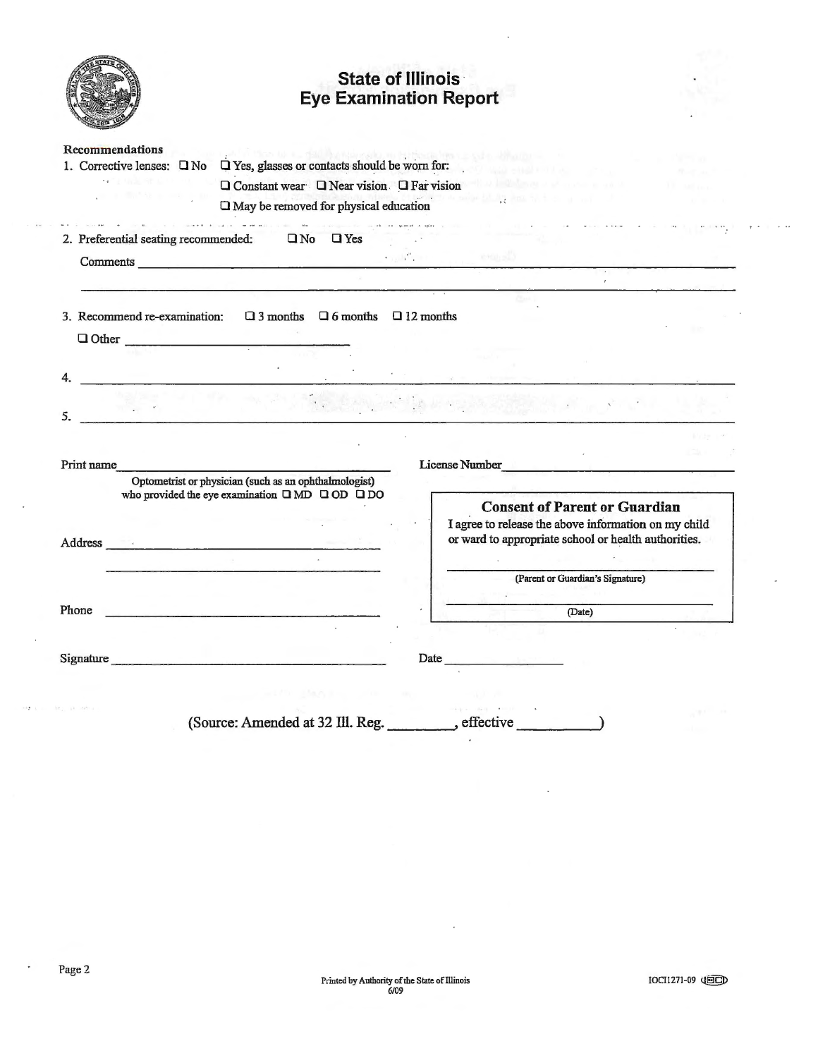# State of Illinois
# Eye Examination Report

**Recommendations**

1. Corrective lenses: ❑ No ❑ Yes, glasses or contacts should be worn for:
   ❑ Constant wear ❑ Near vision ❑ Far vision
   ❑ May be removed for physical education

2. Preferential seating recommended: ❑ No ❑ Yes
   Comments ______________________________________________

   ______________________________________________

3. Recommend re-examination: ❑ 3 months ❑ 6 months ❑ 12 months
   ❑ Other ____________________

4. ______________________________________________

5. ______________________________________________

Print name ______________________________
Optometrist or physician (such as an ophthalmologist) who provided the eye examination ❑ MD ❑ OD ❑ DO

License Number ______________________________

Address ______________________________

______________________________

Phone ______________________________

Signature ______________________________

Date ____________

**Consent of Parent or Guardian**

I agree to release the above information on my child or ward to appropriate school or health authorities.

______________________________
(Parent or Guardian's Signature)

______________________________
(Date)

(Source: Amended at 32 Ill. Reg. ________, effective __________)

Printed by Authority of the State of Illinois
6/09

IOCI1271-09